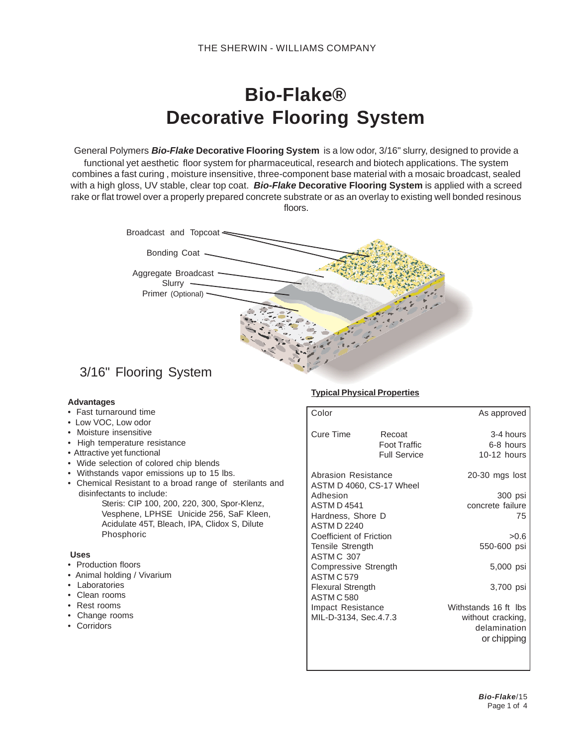THE SHERWIN - WILLIAMS COMPANY

# Bio-Flake®
# Decorative Flooring System

General Polymers ***Bio-Flake*** **Decorative Flooring System** is a low odor, 3/16" slurry, designed to provide a functional yet aesthetic floor system for pharmaceutical, research and biotech applications. The system combines a fast curing , moisture insensitive, three-component base material with a mosaic broadcast, sealed with a high gloss, UV stable, clear top coat. ***Bio-Flake*** **Decorative Flooring System** is applied with a screed rake or flat trowel over a properly prepared concrete substrate or as an overlay to existing well bonded resinous floors.

Broadcast and Topcoat
Bonding Coat
Aggregate Broadcast
Slurry
Primer (Optional)

## 3/16" Flooring System

**Advantages**

- Fast turnaround time
- Low VOC, Low odor
- Moisture insensitive
- High temperature resistance
- Attractive yet functional
- Wide selection of colored chip blends
- Withstands vapor emissions up to 15 lbs.
- Chemical Resistant to a broad range of sterilants and disinfectants to include:
  Steris: CIP 100, 200, 220, 300, Spor-Klenz, Vesphene, LPHSE Unicide 256, SaF Kleen, Acidulate 45T, Bleach, IPA, Clidox S, Dilute Phosphoric

**Uses**

- Production floors
- Animal holding / Vivarium
- Laboratories
- Clean rooms
- Rest rooms
- Change rooms
- Corridors

**Typical Physical Properties**

| Property | | Value |
|---|---|---|
| Color | | As approved |
| Cure Time | Recoat | 3-4 hours |
| | Foot Traffic | 6-8 hours |
| | Full Service | 10-12 hours |
| Abrasion Resistance ASTM D 4060, CS-17 Wheel | | 20-30 mgs lost |
| Adhesion ASTM D 4541 | | 300 psi concrete failure |
| Hardness, Shore D ASTM D 2240 | | 75 |
| Coefficient of Friction | | >0.6 |
| Tensile Strength ASTM C 307 | | 550-600 psi |
| Compressive Strength ASTM C 579 | | 5,000 psi |
| Flexural Strength ASTM C 580 | | 3,700 psi |
| Impact Resistance MIL-D-3134, Sec.4.7.3 | | Withstands 16 ft lbs without cracking, delamination or chipping |

***Bio-Flake***/15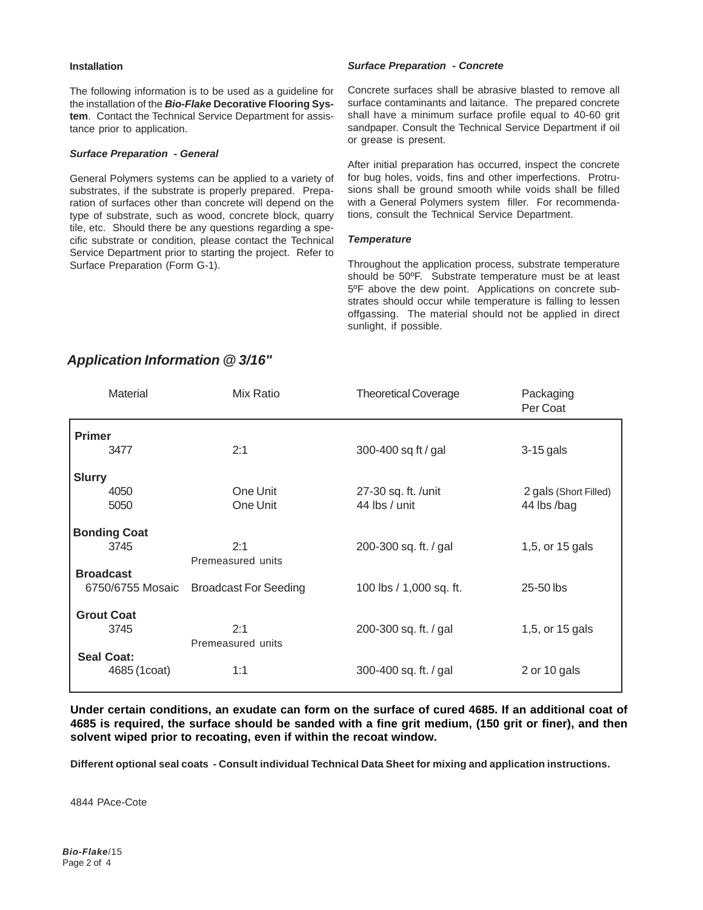### Installation

The following information is to be used as a guideline for the installation of the ***Bio-Flake*** **Decorative Flooring System**. Contact the Technical Service Department for assistance prior to application.

### *Surface Preparation - General*

General Polymers systems can be applied to a variety of substrates, if the substrate is properly prepared. Preparation of surfaces other than concrete will depend on the type of substrate, such as wood, concrete block, quarry tile, etc. Should there be any questions regarding a specific substrate or condition, please contact the Technical Service Department prior to starting the project. Refer to Surface Preparation (Form G-1).

### *Surface Preparation - Concrete*

Concrete surfaces shall be abrasive blasted to remove all surface contaminants and laitance. The prepared concrete shall have a minimum surface profile equal to 40-60 grit sandpaper. Consult the Technical Service Department if oil or grease is present.

After initial preparation has occurred, inspect the concrete for bug holes, voids, fins and other imperfections. Protrusions shall be ground smooth while voids shall be filled with a General Polymers system filler. For recommendations, consult the Technical Service Department.

### *Temperature*

Throughout the application process, substrate temperature should be 50ºF. Substrate temperature must be at least 5ºF above the dew point. Applications on concrete substrates should occur while temperature is falling to lessen offgassing. The material should not be applied in direct sunlight, if possible.

## *Application Information @ 3/16"*

| Material | Mix Ratio | Theoretical Coverage | Packaging Per Coat |
|---|---|---|---|
| **Primer** | | | |
| 3477 | 2:1 | 300-400 sq ft / gal | 3-15 gals |
| **Slurry** | | | |
| 4050 | One Unit | 27-30 sq. ft. /unit | 2 gals (Short Filled) |
| 5050 | One Unit | 44 lbs / unit | 44 lbs /bag |
| **Bonding Coat** | | | |
| 3745 | 2:1 Premeasured units | 200-300 sq. ft. / gal | 1,5, or 15 gals |
| **Broadcast** | | | |
| 6750/6755 Mosaic | Broadcast For Seeding | 100 lbs / 1,000 sq. ft. | 25-50 lbs |
| **Grout Coat** | | | |
| 3745 | 2:1 Premeasured units | 200-300 sq. ft. / gal | 1,5, or 15 gals |
| **Seal Coat:** | | | |
| 4685 (1coat) | 1:1 | 300-400 sq. ft. / gal | 2 or 10 gals |

**Under certain conditions, an exudate can form on the surface of cured 4685. If an additional coat of 4685 is required, the surface should be sanded with a fine grit medium, (150 grit or finer), and then solvent wiped prior to recoating, even if within the recoat window.**

**Different optional seal coats - Consult individual Technical Data Sheet for mixing and application instructions.**

4844 PAce-Cote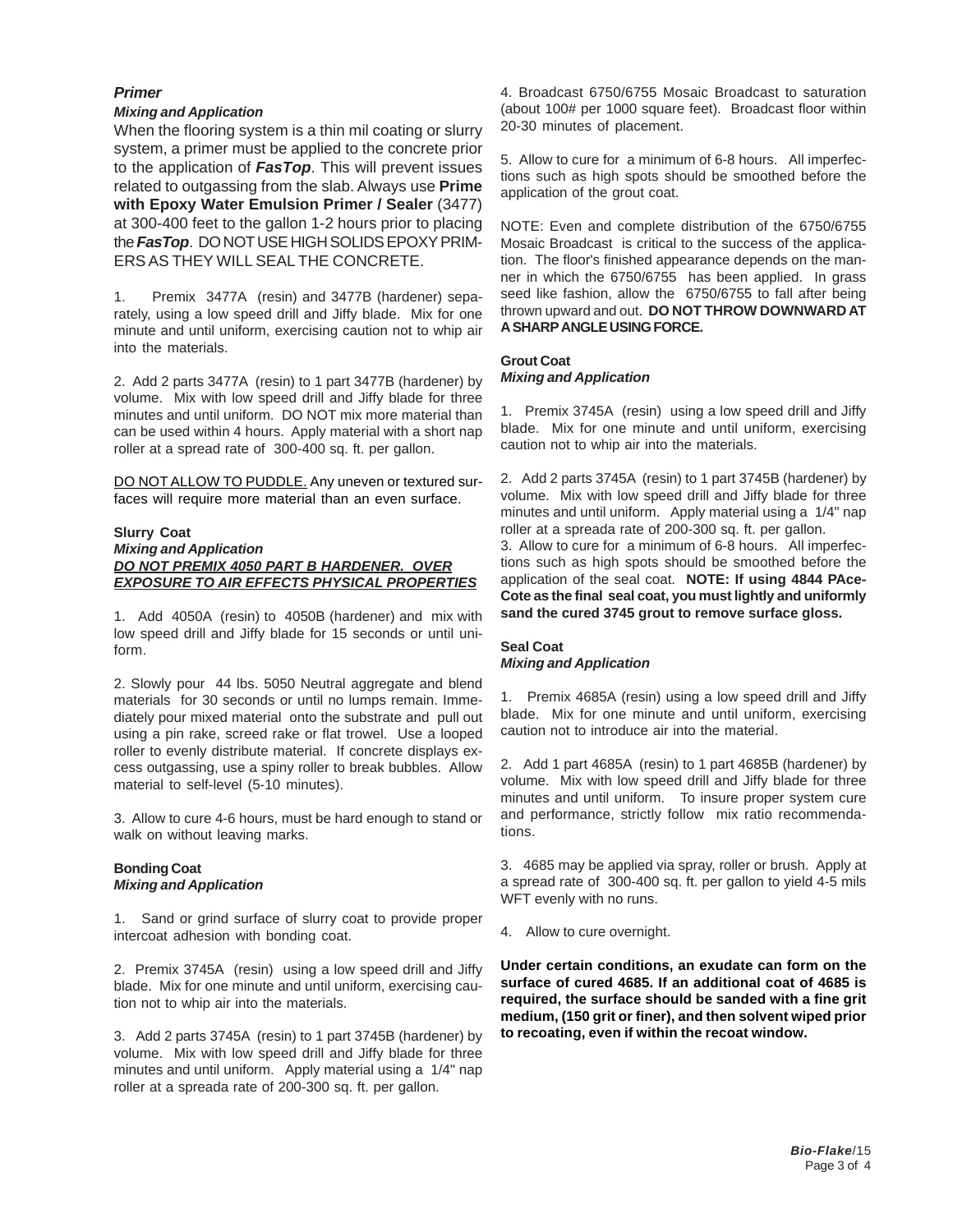### *Primer*

***Mixing and Application***

When the flooring system is a thin mil coating or slurry system, a primer must be applied to the concrete prior to the application of ***FasTop***. This will prevent issues related to outgassing from the slab. Always use **Prime with Epoxy Water Emulsion Primer / Sealer** (3477) at 300-400 feet to the gallon 1-2 hours prior to placing the ***FasTop***. DO NOT USE HIGH SOLIDS EPOXY PRIMERS AS THEY WILL SEAL THE CONCRETE.

1. Premix 3477A (resin) and 3477B (hardener) separately, using a low speed drill and Jiffy blade. Mix for one minute and until uniform, exercising caution not to whip air into the materials.

2. Add 2 parts 3477A (resin) to 1 part 3477B (hardener) by volume. Mix with low speed drill and Jiffy blade for three minutes and until uniform. DO NOT mix more material than can be used within 4 hours. Apply material with a short nap roller at a spread rate of 300-400 sq. ft. per gallon.

<u>DO NOT ALLOW TO PUDDLE.</u> Any uneven or textured surfaces will require more material than an even surface.

**Slurry Coat**

***Mixing and Application***

***<u>DO NOT PREMIX 4050 PART B HARDENER. OVER EXPOSURE TO AIR EFFECTS PHYSICAL PROPERTIES</u>***

1. Add 4050A (resin) to 4050B (hardener) and mix with low speed drill and Jiffy blade for 15 seconds or until uniform.

2. Slowly pour 44 lbs. 5050 Neutral aggregate and blend materials for 30 seconds or until no lumps remain. Immediately pour mixed material onto the substrate and pull out using a pin rake, screed rake or flat trowel. Use a looped roller to evenly distribute material. If concrete displays excess outgassing, use a spiny roller to break bubbles. Allow material to self-level (5-10 minutes).

3. Allow to cure 4-6 hours, must be hard enough to stand or walk on without leaving marks.

**Bonding Coat**

***Mixing and Application***

1. Sand or grind surface of slurry coat to provide proper intercoat adhesion with bonding coat.

2. Premix 3745A (resin) using a low speed drill and Jiffy blade. Mix for one minute and until uniform, exercising caution not to whip air into the materials.

3. Add 2 parts 3745A (resin) to 1 part 3745B (hardener) by volume. Mix with low speed drill and Jiffy blade for three minutes and until uniform. Apply material using a 1/4" nap roller at a spreada rate of 200-300 sq. ft. per gallon.

4. Broadcast 6750/6755 Mosaic Broadcast to saturation (about 100# per 1000 square feet). Broadcast floor within 20-30 minutes of placement.

5. Allow to cure for a minimum of 6-8 hours. All imperfections such as high spots should be smoothed before the application of the grout coat.

NOTE: Even and complete distribution of the 6750/6755 Mosaic Broadcast is critical to the success of the application. The floor's finished appearance depends on the manner in which the 6750/6755 has been applied. In grass seed like fashion, allow the 6750/6755 to fall after being thrown upward and out. **DO NOT THROW DOWNWARD AT A SHARP ANGLE USING FORCE.**

**Grout Coat**

***Mixing and Application***

1. Premix 3745A (resin) using a low speed drill and Jiffy blade. Mix for one minute and until uniform, exercising caution not to whip air into the materials.

2. Add 2 parts 3745A (resin) to 1 part 3745B (hardener) by volume. Mix with low speed drill and Jiffy blade for three minutes and until uniform. Apply material using a 1/4" nap roller at a spreada rate of 200-300 sq. ft. per gallon.

3. Allow to cure for a minimum of 6-8 hours. All imperfections such as high spots should be smoothed before the application of the seal coat. **NOTE: If using 4844 PAce-Cote as the final seal coat, you must lightly and uniformly sand the cured 3745 grout to remove surface gloss.**

**Seal Coat**

***Mixing and Application***

1. Premix 4685A (resin) using a low speed drill and Jiffy blade. Mix for one minute and until uniform, exercising caution not to introduce air into the material.

2. Add 1 part 4685A (resin) to 1 part 4685B (hardener) by volume. Mix with low speed drill and Jiffy blade for three minutes and until uniform. To insure proper system cure and performance, strictly follow mix ratio recommendations.

3. 4685 may be applied via spray, roller or brush. Apply at a spread rate of 300-400 sq. ft. per gallon to yield 4-5 mils WFT evenly with no runs.

4. Allow to cure overnight.

**Under certain conditions, an exudate can form on the surface of cured 4685. If an additional coat of 4685 is required, the surface should be sanded with a fine grit medium, (150 grit or finer), and then solvent wiped prior to recoating, even if within the recoat window.**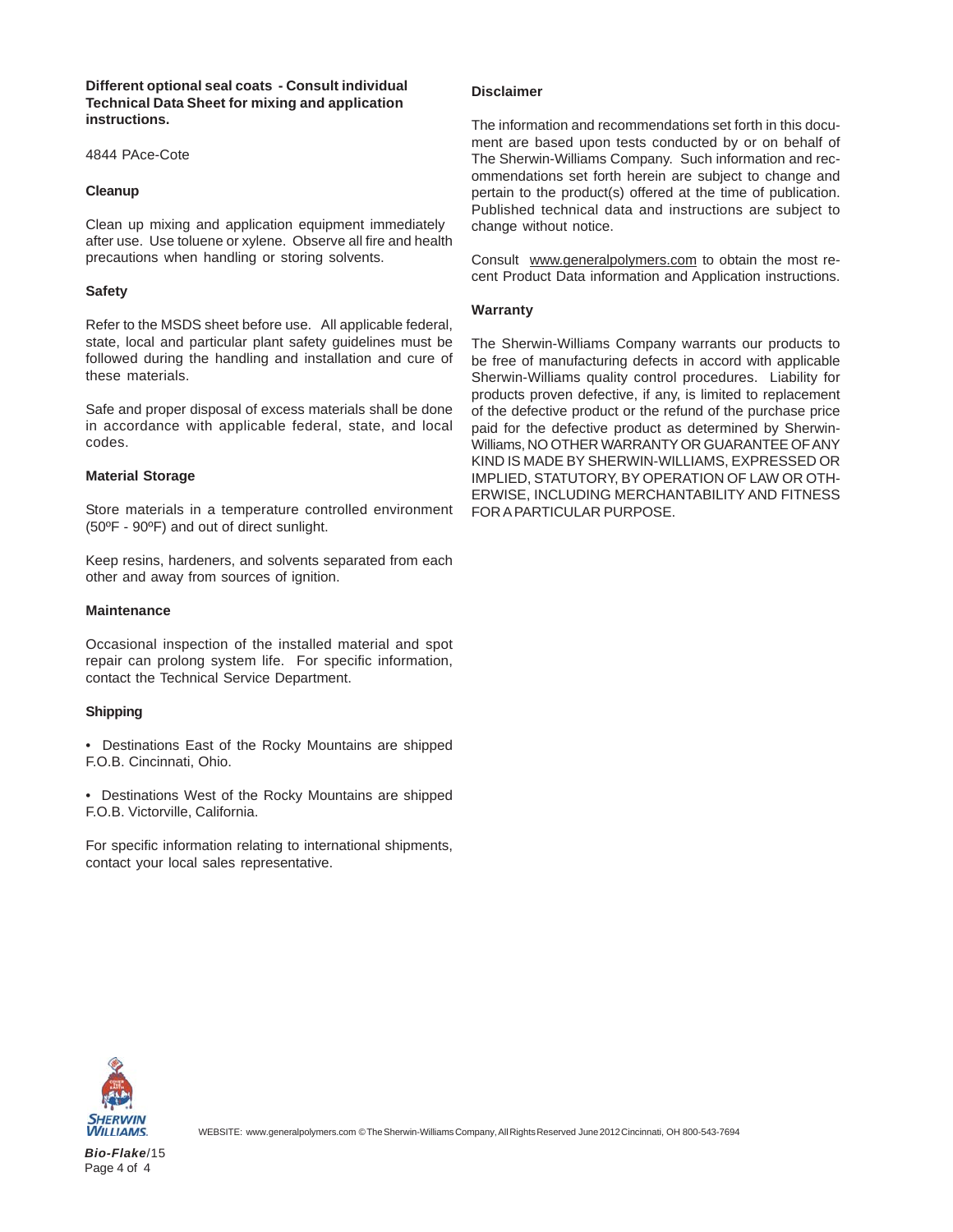**Different optional seal coats - Consult individual Technical Data Sheet for mixing and application instructions.**

4844 PAce-Cote

### Cleanup

Clean up mixing and application equipment immediately after use. Use toluene or xylene. Observe all fire and health precautions when handling or storing solvents.

### Safety

Refer to the MSDS sheet before use. All applicable federal, state, local and particular plant safety guidelines must be followed during the handling and installation and cure of these materials.

Safe and proper disposal of excess materials shall be done in accordance with applicable federal, state, and local codes.

### Material Storage

Store materials in a temperature controlled environment (50ºF - 90ºF) and out of direct sunlight.

Keep resins, hardeners, and solvents separated from each other and away from sources of ignition.

### Maintenance

Occasional inspection of the installed material and spot repair can prolong system life. For specific information, contact the Technical Service Department.

### Shipping

- Destinations East of the Rocky Mountains are shipped F.O.B. Cincinnati, Ohio.
- Destinations West of the Rocky Mountains are shipped F.O.B. Victorville, California.

For specific information relating to international shipments, contact your local sales representative.

### Disclaimer

The information and recommendations set forth in this document are based upon tests conducted by or on behalf of The Sherwin-Williams Company. Such information and recommendations set forth herein are subject to change and pertain to the product(s) offered at the time of publication. Published technical data and instructions are subject to change without notice.

Consult www.generalpolymers.com to obtain the most recent Product Data information and Application instructions.

### Warranty

The Sherwin-Williams Company warrants our products to be free of manufacturing defects in accord with applicable Sherwin-Williams quality control procedures. Liability for products proven defective, if any, is limited to replacement of the defective product or the refund of the purchase price paid for the defective product as determined by Sherwin-Williams, NO OTHER WARRANTY OR GUARANTEE OF ANY KIND IS MADE BY SHERWIN-WILLIAMS, EXPRESSED OR IMPLIED, STATUTORY, BY OPERATION OF LAW OR OTHERWISE, INCLUDING MERCHANTABILITY AND FITNESS FOR A PARTICULAR PURPOSE.

WEBSITE: www.generalpolymers.com © The Sherwin-Williams Company, All Rights Reserved June 2012 Cincinnati, OH 800-543-7694